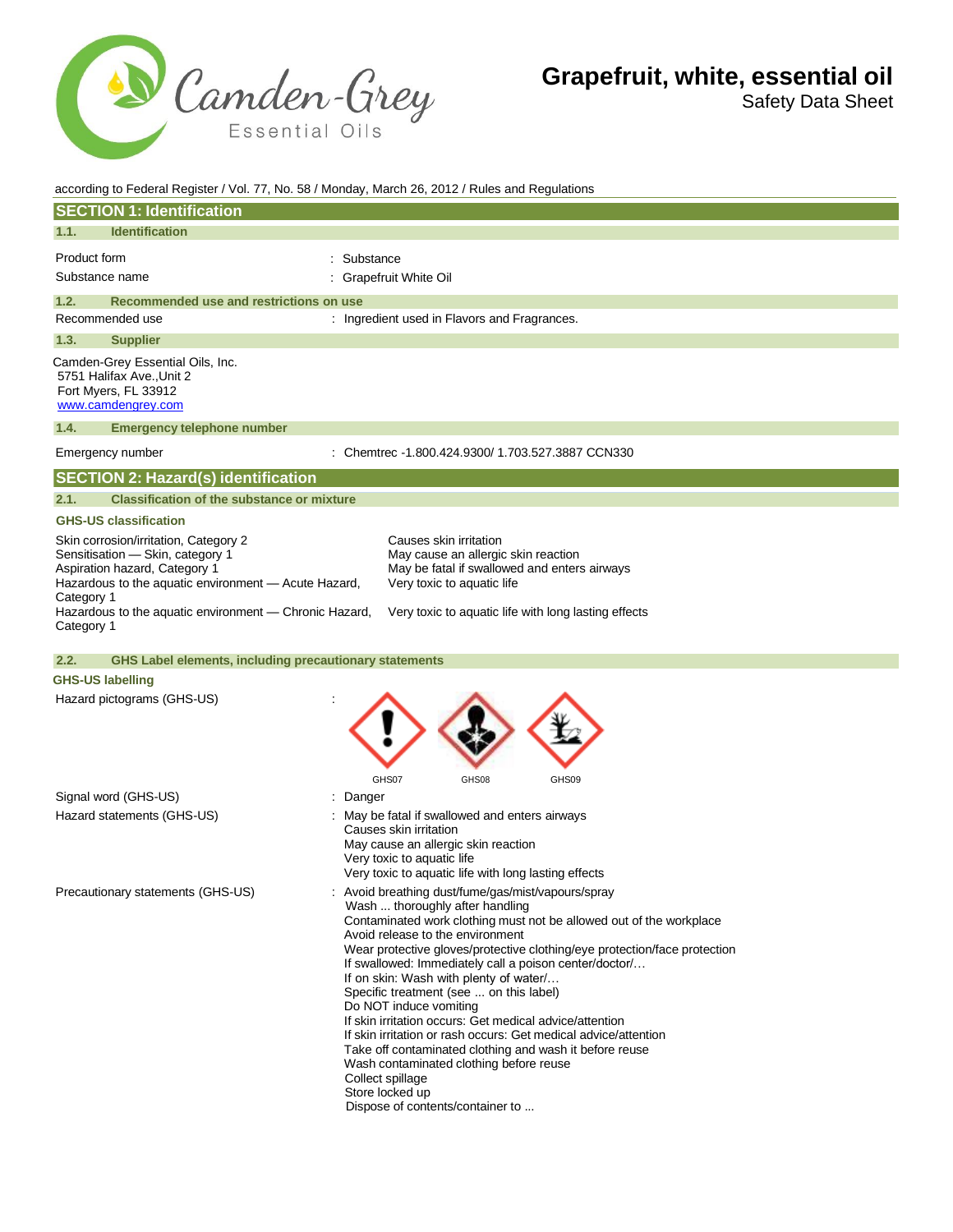# Grapefruit, white, essential oil

Safety Data Sheet

according to Federal Register / Vol. 77, No. 58 / Monday, March 26, 2012 / Rules and Regulations

## SECTION 1: Identification

### 1.1. Identification

| | |
|---|---|
| Product form | : Substance |
| Substance name | : Grapefruit White Oil |

### 1.2. Recommended use and restrictions on use

| | |
|---|---|
| Recommended use | : Ingredient used in Flavors and Fragrances. |

### 1.3. Supplier

Camden-Grey Essential Oils, Inc.
5751 Halifax Ave.,Unit 2
Fort Myers, FL 33912
www.camdengrey.com

### 1.4. Emergency telephone number

| | |
|---|---|
| Emergency number | : Chemtrec -1.800.424.9300/ 1.703.527.3887 CCN330 |

## SECTION 2: Hazard(s) identification

### 2.1. Classification of the substance or mixture

**GHS-US classification**

| | |
|---|---|
| Skin corrosion/irritation, Category 2 | Causes skin irritation |
| Sensitisation — Skin, category 1 | May cause an allergic skin reaction |
| Aspiration hazard, Category 1 | May be fatal if swallowed and enters airways |
| Hazardous to the aquatic environment — Acute Hazard, Category 1 | Very toxic to aquatic life |
| Hazardous to the aquatic environment — Chronic Hazard, Category 1 | Very toxic to aquatic life with long lasting effects |

### 2.2. GHS Label elements, including precautionary statements

**GHS-US labelling**

Hazard pictograms (GHS-US) :

GHS07 GHS08 GHS09

Signal word (GHS-US) : Danger

Hazard statements (GHS-US) :
May be fatal if swallowed and enters airways
Causes skin irritation
May cause an allergic skin reaction
Very toxic to aquatic life
Very toxic to aquatic life with long lasting effects

Precautionary statements (GHS-US) :
Avoid breathing dust/fume/gas/mist/vapours/spray
Wash ... thoroughly after handling
Contaminated work clothing must not be allowed out of the workplace
Avoid release to the environment
Wear protective gloves/protective clothing/eye protection/face protection
If swallowed: Immediately call a poison center/doctor/…
If on skin: Wash with plenty of water/…
Specific treatment (see ... on this label)
Do NOT induce vomiting
If skin irritation occurs: Get medical advice/attention
If skin irritation or rash occurs: Get medical advice/attention
Take off contaminated clothing and wash it before reuse
Wash contaminated clothing before reuse
Collect spillage
Store locked up
Dispose of contents/container to ...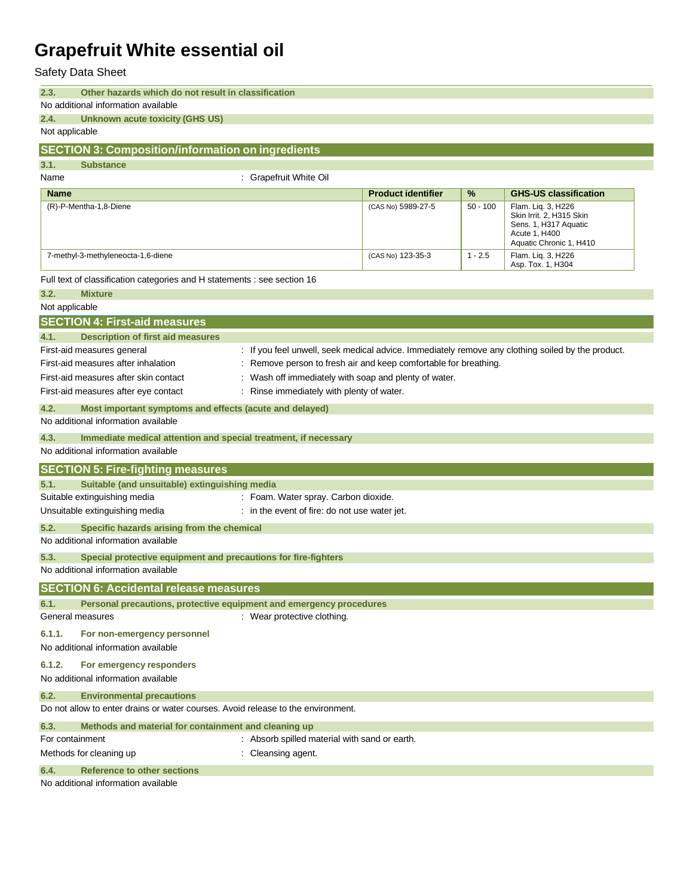### 2.3. Other hazards which do not result in classification

No additional information available

### 2.4. Unknown acute toxicity (GHS US)

Not applicable

## SECTION 3: Composition/information on ingredients

### 3.1. Substance

Name : Grapefruit White Oil

| Name | Product identifier | % | GHS-US classification |
|---|---|---|---|
| (R)-P-Mentha-1,8-Diene | (CAS No) 5989-27-5 | 50 - 100 | Flam. Liq. 3, H226<br>Skin Irrit. 2, H315 Skin Sens. 1, H317 Aquatic Acute 1, H400<br>Aquatic Chronic 1, H410 |
| 7-methyl-3-methyleneocta-1,6-diene | (CAS No) 123-35-3 | 1 - 2.5 | Flam. Liq. 3, H226<br>Asp. Tox. 1, H304 |

Full text of classification categories and H statements : see section 16

### 3.2. Mixture

Not applicable

## SECTION 4: First-aid measures

### 4.1. Description of first aid measures

First-aid measures general : If you feel unwell, seek medical advice. Immediately remove any clothing soiled by the product.

First-aid measures after inhalation : Remove person to fresh air and keep comfortable for breathing.

First-aid measures after skin contact : Wash off immediately with soap and plenty of water.

First-aid measures after eye contact : Rinse immediately with plenty of water.

### 4.2. Most important symptoms and effects (acute and delayed)

No additional information available

### 4.3. Immediate medical attention and special treatment, if necessary

No additional information available

## SECTION 5: Fire-fighting measures

### 5.1. Suitable (and unsuitable) extinguishing media

Suitable extinguishing media : Foam. Water spray. Carbon dioxide.

Unsuitable extinguishing media : in the event of fire: do not use water jet.

### 5.2. Specific hazards arising from the chemical

No additional information available

### 5.3. Special protective equipment and precautions for fire-fighters

No additional information available

## SECTION 6: Accidental release measures

### 6.1. Personal precautions, protective equipment and emergency procedures

General measures : Wear protective clothing.

#### 6.1.1. For non-emergency personnel

No additional information available

#### 6.1.2. For emergency responders

No additional information available

### 6.2. Environmental precautions

Do not allow to enter drains or water courses. Avoid release to the environment.

### 6.3. Methods and material for containment and cleaning up

For containment : Absorb spilled material with sand or earth.

Methods for cleaning up : Cleansing agent.

### 6.4. Reference to other sections

No additional information available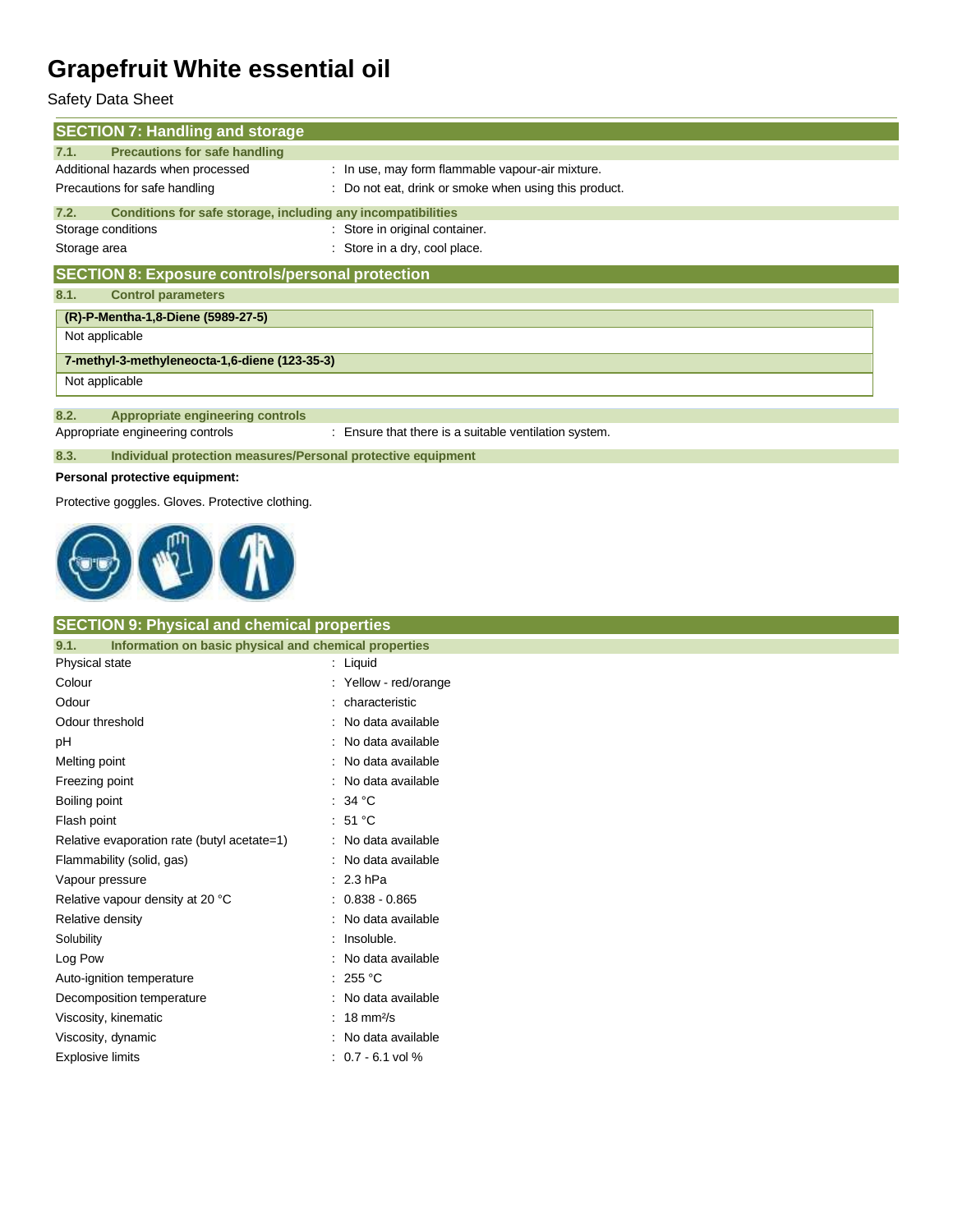## SECTION 7: Handling and storage

### 7.1. Precautions for safe handling

| | |
|---|---|
| Additional hazards when processed | : In use, may form flammable vapour-air mixture. |
| Precautions for safe handling | : Do not eat, drink or smoke when using this product. |

### 7.2. Conditions for safe storage, including any incompatibilities

| | |
|---|---|
| Storage conditions | : Store in original container. |
| Storage area | : Store in a dry, cool place. |

## SECTION 8: Exposure controls/personal protection

### 8.1. Control parameters

| (R)-P-Mentha-1,8-Diene (5989-27-5) |
|---|
| Not applicable |

| 7-methyl-3-methyleneocta-1,6-diene (123-35-3) |
|---|
| Not applicable |

### 8.2. Appropriate engineering controls

| | |
|---|---|
| Appropriate engineering controls | : Ensure that there is a suitable ventilation system. |

### 8.3. Individual protection measures/Personal protective equipment

**Personal protective equipment:**

Protective goggles. Gloves. Protective clothing.

## SECTION 9: Physical and chemical properties

### 9.1. Information on basic physical and chemical properties

| | |
|---|---|
| Physical state | : Liquid |
| Colour | : Yellow - red/orange |
| Odour | : characteristic |
| Odour threshold | : No data available |
| pH | : No data available |
| Melting point | : No data available |
| Freezing point | : No data available |
| Boiling point | : 34 °C |
| Flash point | : 51 °C |
| Relative evaporation rate (butyl acetate=1) | : No data available |
| Flammability (solid, gas) | : No data available |
| Vapour pressure | : 2.3 hPa |
| Relative vapour density at 20 °C | : 0.838 - 0.865 |
| Relative density | : No data available |
| Solubility | : Insoluble. |
| Log Pow | : No data available |
| Auto-ignition temperature | : 255 °C |
| Decomposition temperature | : No data available |
| Viscosity, kinematic | : 18 $mm^2/s$ |
| Viscosity, dynamic | : No data available |
| Explosive limits | : 0.7 - 6.1 vol % |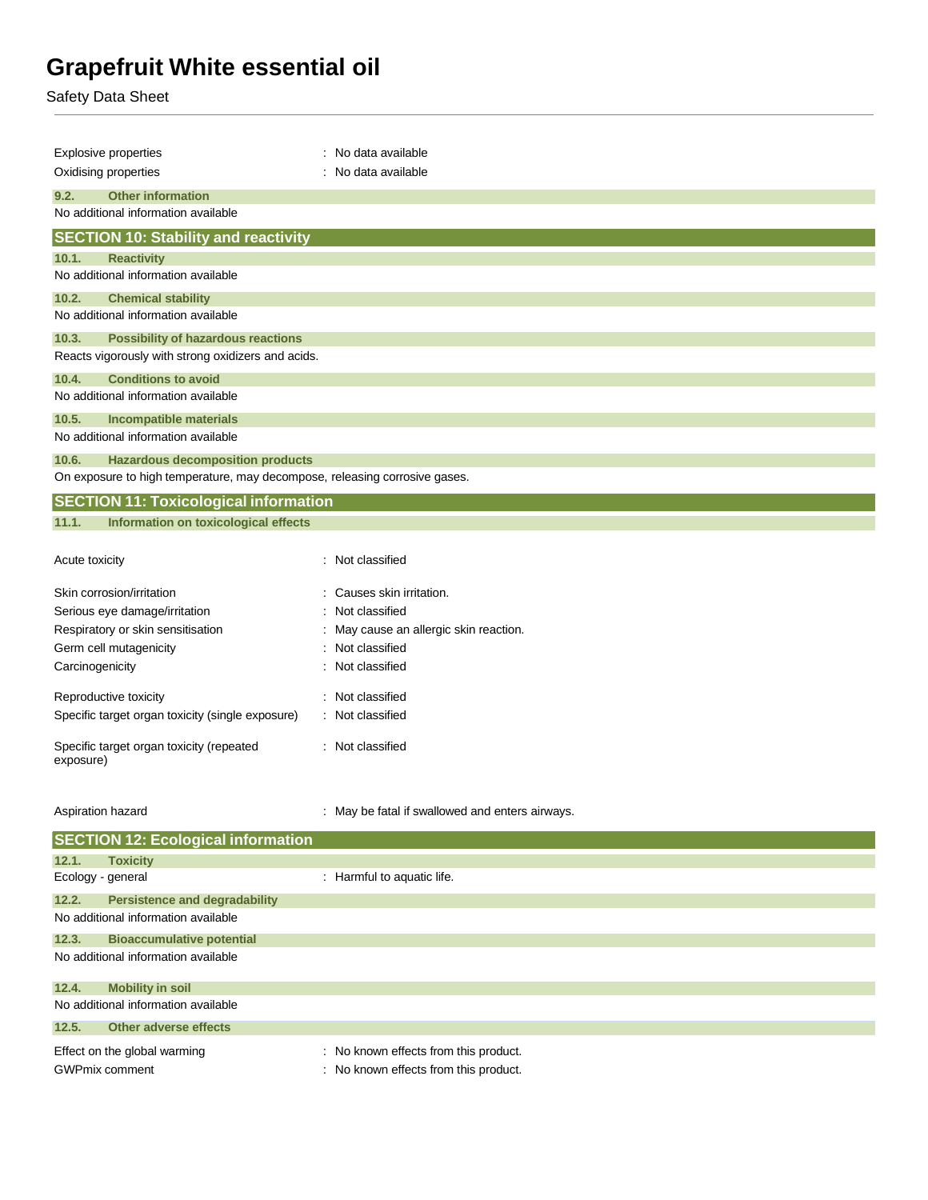| | |
|---|---|
| Explosive properties | : No data available |
| Oxidising properties | : No data available |

### 9.2. Other information

No additional information available

## SECTION 10: Stability and reactivity

### 10.1. Reactivity

No additional information available

### 10.2. Chemical stability

No additional information available

### 10.3. Possibility of hazardous reactions

Reacts vigorously with strong oxidizers and acids.

### 10.4. Conditions to avoid

No additional information available

### 10.5. Incompatible materials

No additional information available

### 10.6. Hazardous decomposition products

On exposure to high temperature, may decompose, releasing corrosive gases.

## SECTION 11: Toxicological information

### 11.1. Information on toxicological effects

| | |
|---|---|
| Acute toxicity | : Not classified |
| Skin corrosion/irritation | : Causes skin irritation. |
| Serious eye damage/irritation | : Not classified |
| Respiratory or skin sensitisation | : May cause an allergic skin reaction. |
| Germ cell mutagenicity | : Not classified |
| Carcinogenicity | : Not classified |
| Reproductive toxicity | : Not classified |
| Specific target organ toxicity (single exposure) | : Not classified |
| Specific target organ toxicity (repeated exposure) | : Not classified |
| Aspiration hazard | : May be fatal if swallowed and enters airways. |

## SECTION 12: Ecological information

### 12.1. Toxicity

| | |
|---|---|
| Ecology - general | : Harmful to aquatic life. |

### 12.2. Persistence and degradability

No additional information available

### 12.3. Bioaccumulative potential

No additional information available

### 12.4. Mobility in soil

No additional information available

### 12.5. Other adverse effects

| | |
|---|---|
| Effect on the global warming | : No known effects from this product. |
| GWPmix comment | : No known effects from this product. |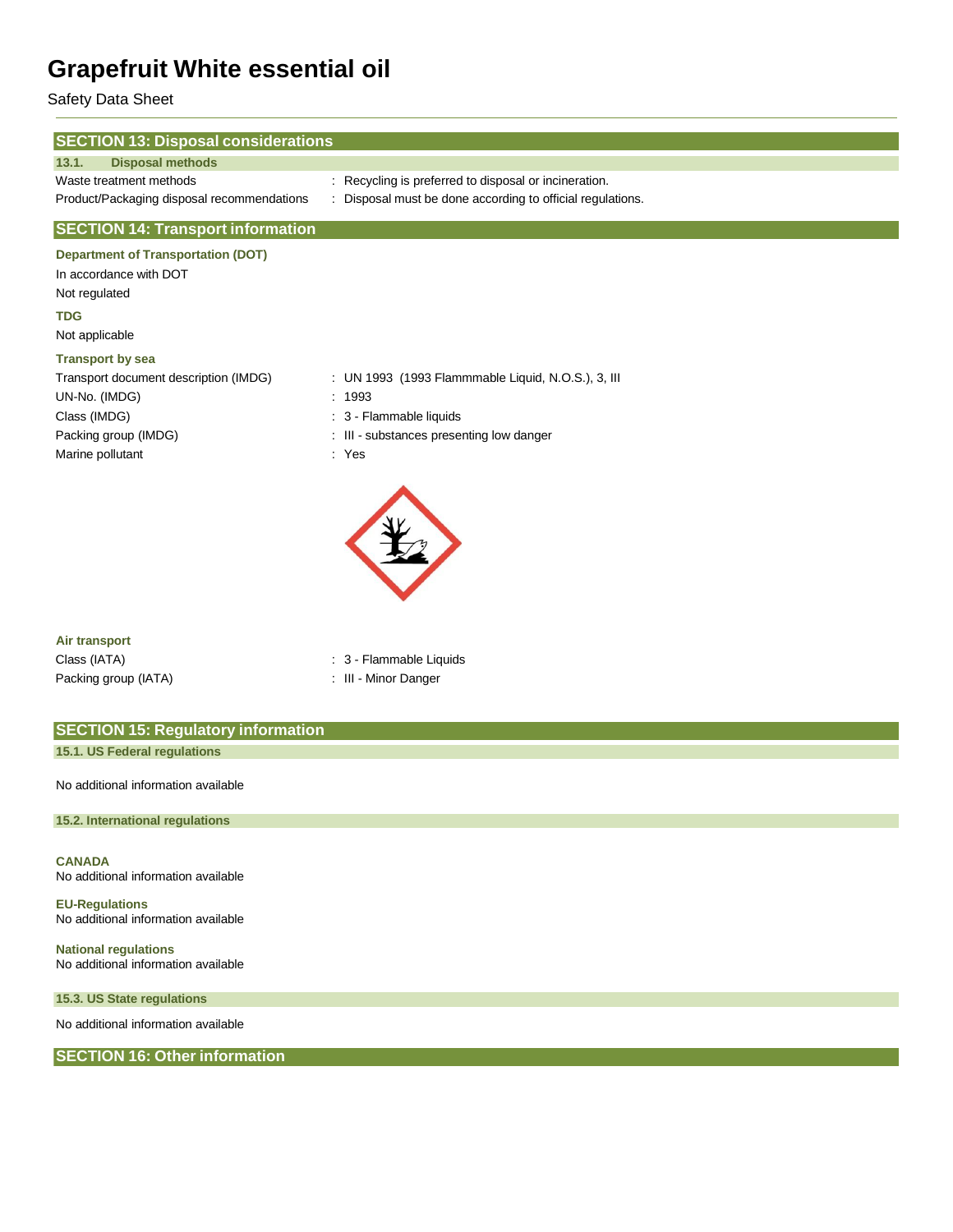# Grapefruit White essential oil

Safety Data Sheet

## SECTION 13: Disposal considerations

### 13.1. Disposal methods

| | |
|---|---|
| Waste treatment methods | : Recycling is preferred to disposal or incineration. |
| Product/Packaging disposal recommendations | : Disposal must be done according to official regulations. |

## SECTION 14: Transport information

**Department of Transportation (DOT)**

In accordance with DOT

Not regulated

**TDG**

Not applicable

**Transport by sea**

| | |
|---|---|
| Transport document description (IMDG) | : UN 1993 (1993 Flammmable Liquid, N.O.S.), 3, III |
| UN-No. (IMDG) | : 1993 |
| Class (IMDG) | : 3 - Flammable liquids |
| Packing group (IMDG) | : III - substances presenting low danger |
| Marine pollutant | : Yes |

**Air transport**

| | |
|---|---|
| Class (IATA) | : 3 - Flammable Liquids |
| Packing group (IATA) | : III - Minor Danger |

## SECTION 15: Regulatory information

### 15.1. US Federal regulations

No additional information available

### 15.2. International regulations

**CANADA**

No additional information available

**EU-Regulations**

No additional information available

**National regulations**

No additional information available

### 15.3. US State regulations

No additional information available

## SECTION 16: Other information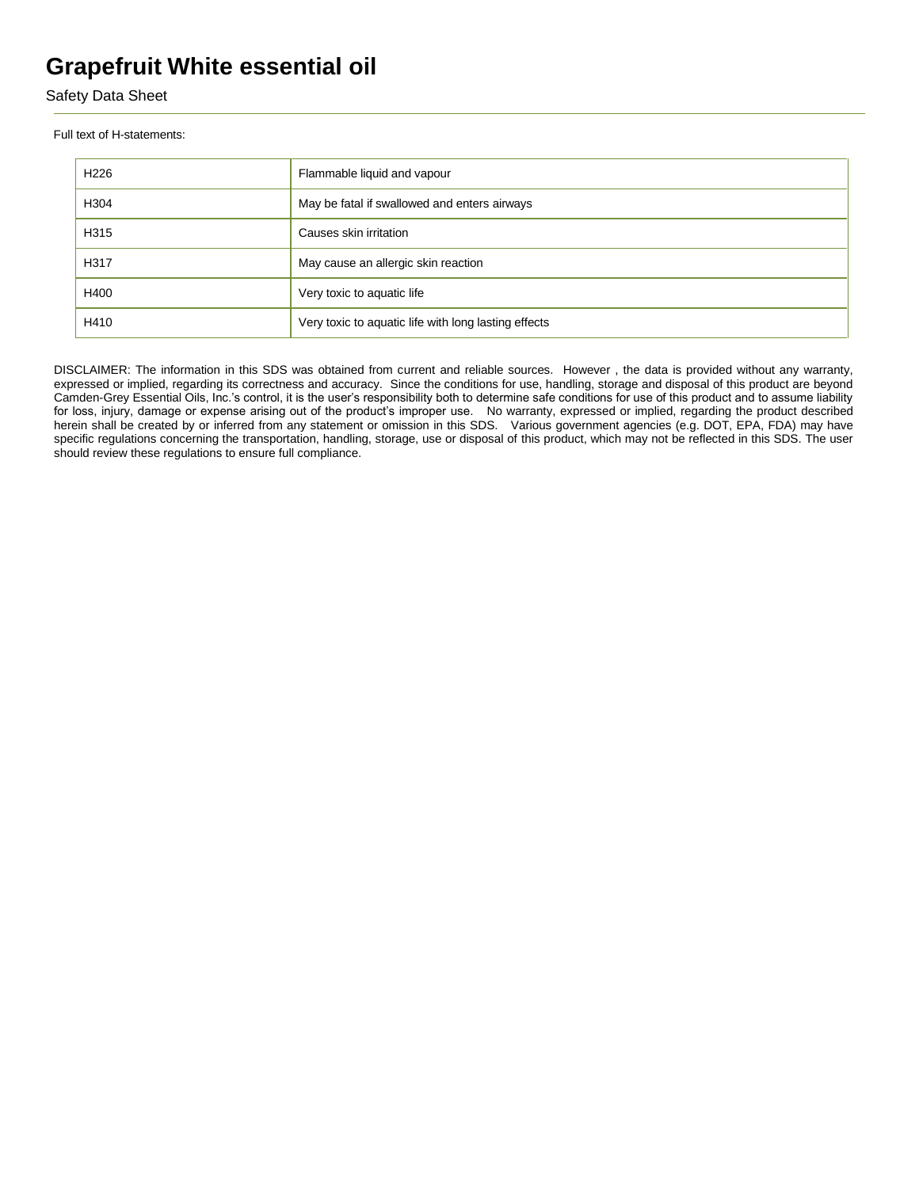Full text of H-statements:

| | |
|---|---|
| H226 | Flammable liquid and vapour |
| H304 | May be fatal if swallowed and enters airways |
| H315 | Causes skin irritation |
| H317 | May cause an allergic skin reaction |
| H400 | Very toxic to aquatic life |
| H410 | Very toxic to aquatic life with long lasting effects |

DISCLAIMER: The information in this SDS was obtained from current and reliable sources. However , the data is provided without any warranty, expressed or implied, regarding its correctness and accuracy. Since the conditions for use, handling, storage and disposal of this product are beyond Camden-Grey Essential Oils, Inc.'s control, it is the user's responsibility both to determine safe conditions for use of this product and to assume liability for loss, injury, damage or expense arising out of the product's improper use. No warranty, expressed or implied, regarding the product described herein shall be created by or inferred from any statement or omission in this SDS. Various government agencies (e.g. DOT, EPA, FDA) may have specific regulations concerning the transportation, handling, storage, use or disposal of this product, which may not be reflected in this SDS. The user should review these regulations to ensure full compliance.